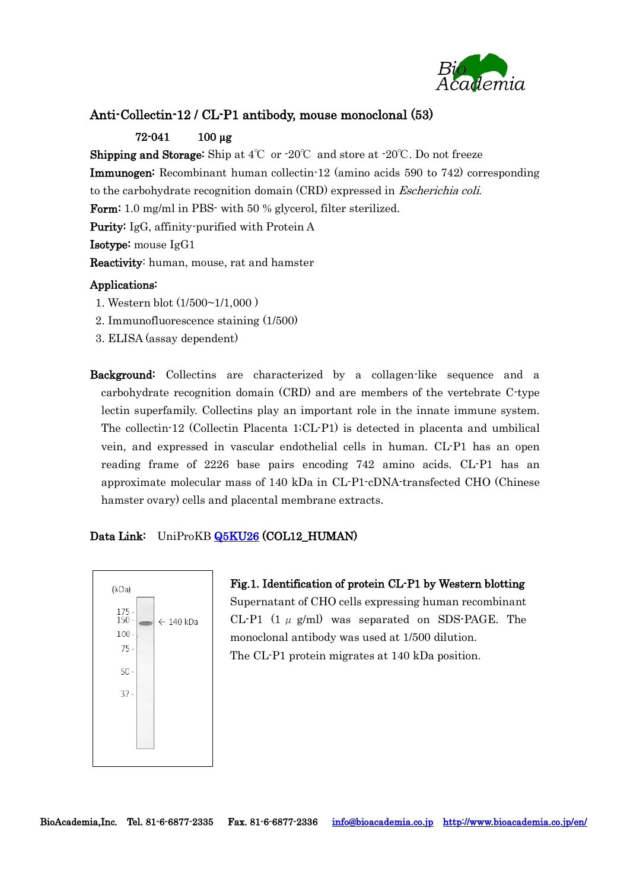Bio Academia

# Anti-Collectin-12 / CL-P1 antibody, mouse monoclonal (53)

**72-041 100 µg**

**Shipping and Storage:** Ship at 4℃ or -20℃ and store at -20℃. Do not freeze

**Immunogen:** Recombinant human collectin-12 (amino acids 590 to 742) corresponding to the carbohydrate recognition domain (CRD) expressed in *Escherichia coli*.

**Form:** 1.0 mg/ml in PBS- with 50 % glycerol, filter sterilized.

**Purity:** IgG, affinity-purified with Protein A

**Isotype:** mouse IgG1

**Reactivity:** human, mouse, rat and hamster

**Applications:**

1. Western blot (1/500~1/1,000 )
2. Immunofluorescence staining (1/500)
3. ELISA (assay dependent)

**Background:** Collectins are characterized by a collagen-like sequence and a carbohydrate recognition domain (CRD) and are members of the vertebrate C-type lectin superfamily. Collectins play an important role in the innate immune system. The collectin-12 (Collectin Placenta 1;CL-P1) is detected in placenta and umbilical vein, and expressed in vascular endothelial cells in human. CL-P1 has an open reading frame of 2226 base pairs encoding 742 amino acids. CL-P1 has an approximate molecular mass of 140 kDa in CL-P1-cDNA-transfected CHO (Chinese hamster ovary) cells and placental membrane extracts.

**Data Link:** UniProKB Q5KU26 (COL12_HUMAN)

(kDa)
175
150
100
75
50
37
← 140 kDa

**Fig.1. Identification of protein CL-P1 by Western blotting**
Supernatant of CHO cells expressing human recombinant CL-P1 (1 µg/ml) was separated on SDS-PAGE. The monoclonal antibody was used at 1/500 dilution.
The CL-P1 protein migrates at 140 kDa position.

BioAcademia,Inc. Tel. 81-6-6877-2335 Fax. 81-6-6877-2336 info@bioacademia.co.jp http://www.bioacademia.co.jp/en/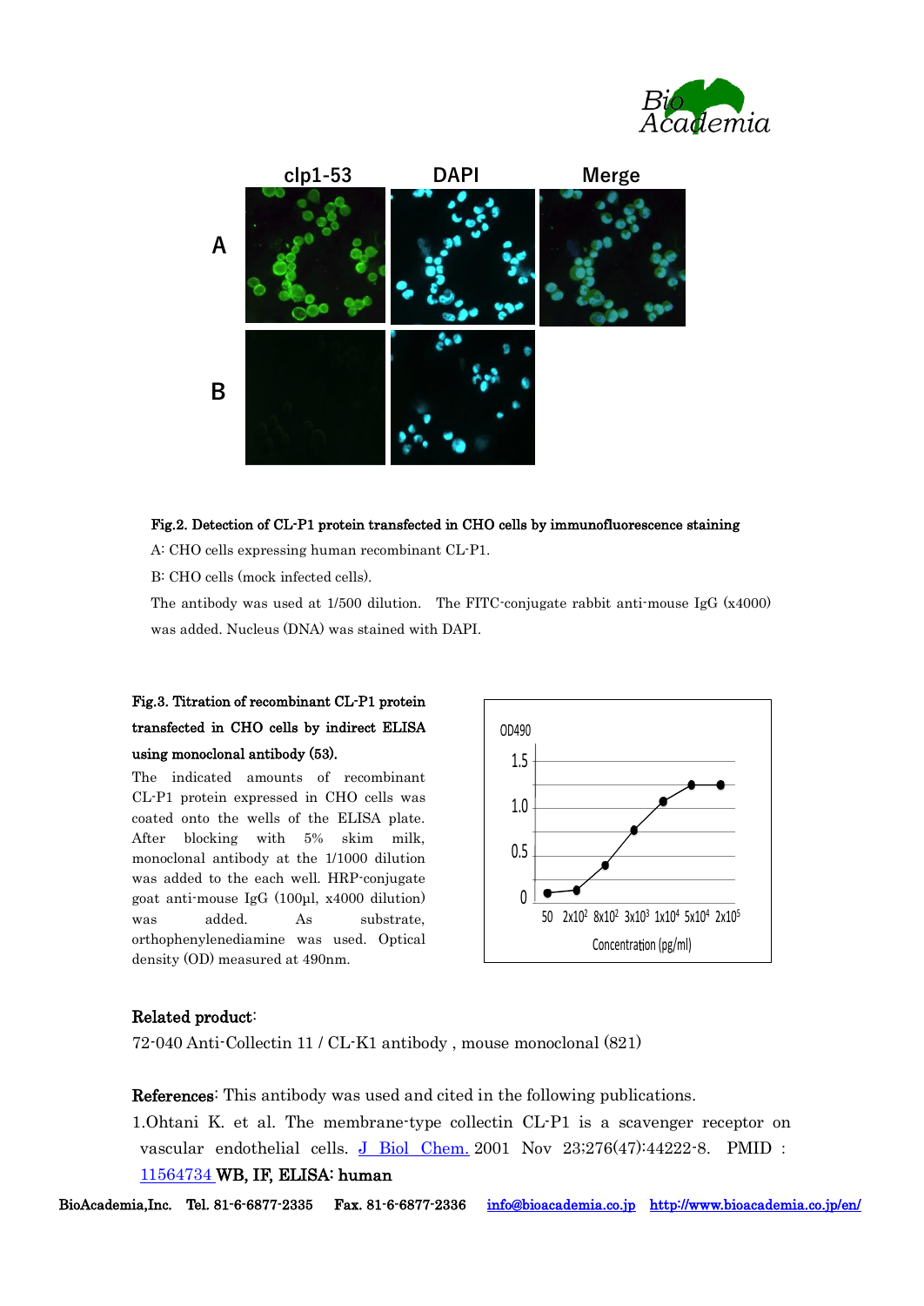clp1-53

DAPI

Merge

A

B

**Fig.2. Detection of CL-P1 protein transfected in CHO cells by immunofluorescence staining**

A: CHO cells expressing human recombinant CL-P1.

B: CHO cells (mock infected cells).

The antibody was used at 1/500 dilution. The FITC-conjugate rabbit anti-mouse IgG (x4000) was added. Nucleus (DNA) was stained with DAPI.

**Fig.3. Titration of recombinant CL-P1 protein transfected in CHO cells by indirect ELISA using monoclonal antibody (53).**

The indicated amounts of recombinant CL-P1 protein expressed in CHO cells was coated onto the wells of the ELISA plate. After blocking with 5% skim milk, monoclonal antibody at the 1/1000 dilution was added to the each well. HRP-conjugate goat anti-mouse IgG (100μl, x4000 dilution) was added. As substrate, orthophenylenediamine was used. Optical density (OD) measured at 490nm.

OD490

1.5

1.0

0.5

0

50 $2x10^2$ $8x10^2$ $3x10^3$ $1x10^4$ $5x10^4$ $2x10^5$

Concentration (pg/ml)

**Related product:**

72-040 Anti-Collectin 11 / CL-K1 antibody , mouse monoclonal (821)

**References**: This antibody was used and cited in the following publications.

1.Ohtani K. et al. The membrane-type collectin CL-P1 is a scavenger receptor on vascular endothelial cells. J Biol Chem. 2001 Nov 23;276(47):44222-8. PMID : 11564734 **WB, IF, ELISA: human**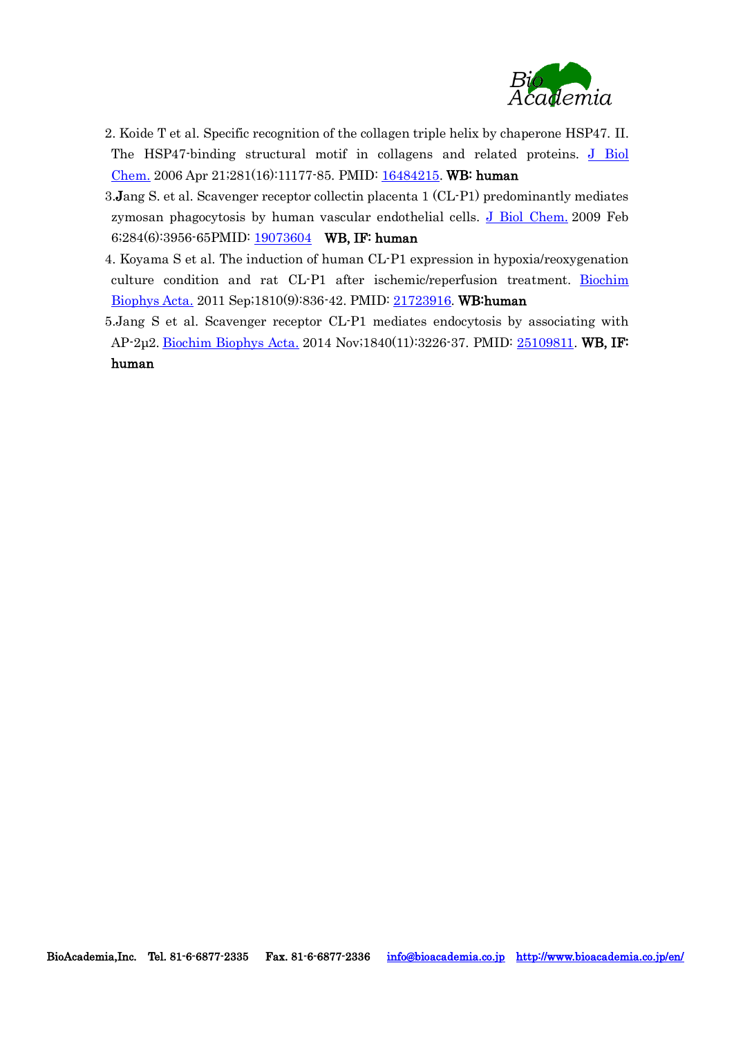2. Koide T et al. Specific recognition of the collagen triple helix by chaperone HSP47. II. The HSP47-binding structural motif in collagens and related proteins. J Biol Chem. 2006 Apr 21;281(16):11177-85. PMID: 16484215. **WB: human**
3. **J**ang S. et al. Scavenger receptor collectin placenta 1 (CL-P1) predominantly mediates zymosan phagocytosis by human vascular endothelial cells. J Biol Chem. 2009 Feb 6;284(6):3956-65PMID: 19073604 **WB, IF: human**
4. Koyama S et al. The induction of human CL-P1 expression in hypoxia/reoxygenation culture condition and rat CL-P1 after ischemic/reperfusion treatment. Biochim Biophys Acta. 2011 Sep;1810(9):836-42. PMID: 21723916. **WB:human**
5. Jang S et al. Scavenger receptor CL-P1 mediates endocytosis by associating with AP-2μ2. Biochim Biophys Acta. 2014 Nov;1840(11):3226-37. PMID: 25109811. **WB, IF: human**